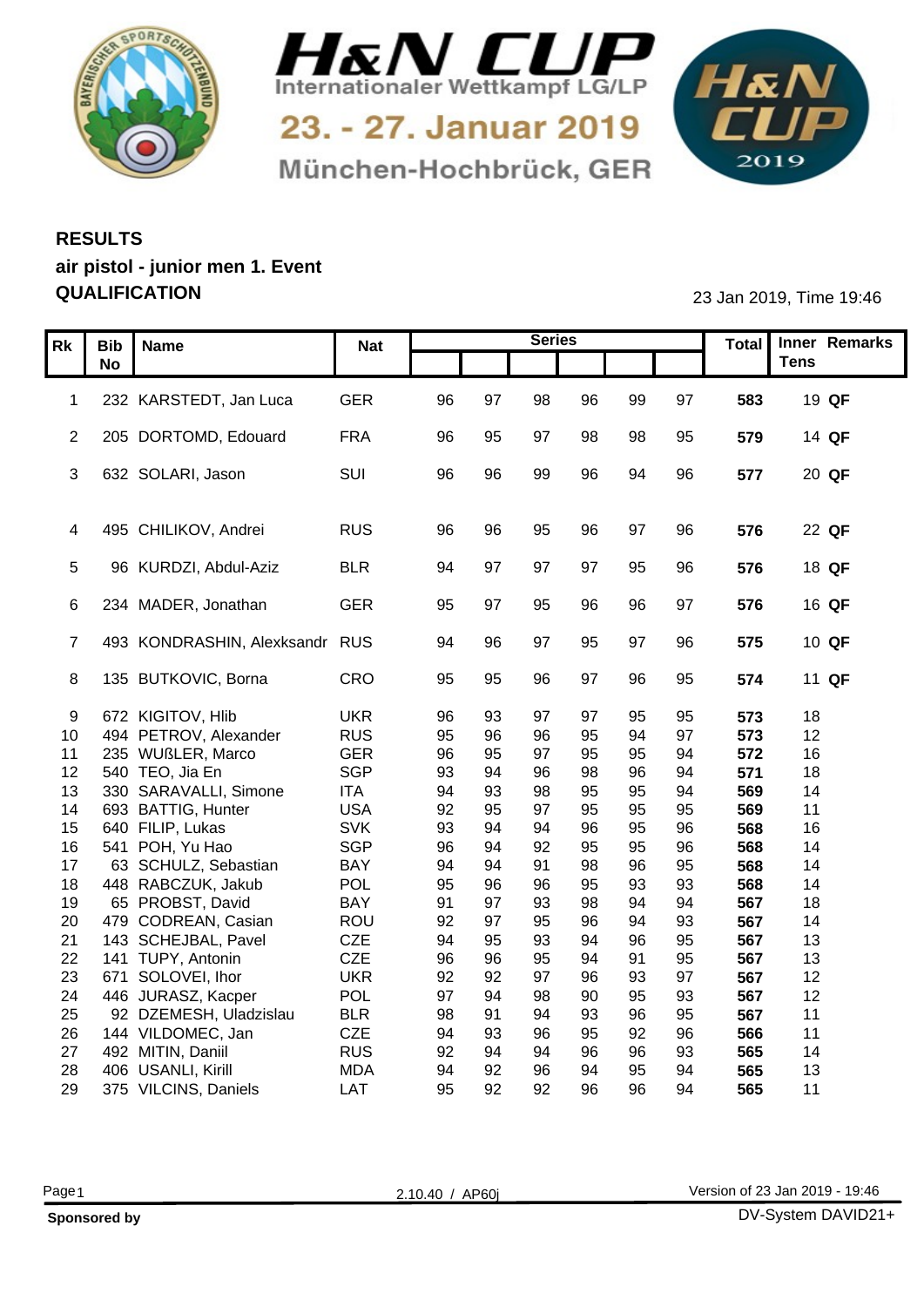# H&N CUP

Internationaler Wettkampf LG/LP

23. - 27. Januar 2019

München-Hochbrück, GER

## RESULTS
## air pistol - junior men 1. Event
## QUALIFICATION

23 Jan 2019, Time 19:46

| Rk | Bib No | Name | Nat | Series | | | | | | Total | Inner Tens | Remarks |
|---|---|---|---|---|---|---|---|---|---|---|---|---|
| 1 | 232 | KARSTEDT, Jan Luca | GER | 96 | 97 | 98 | 96 | 99 | 97 | **583** | 19 | **QF** |
| 2 | 205 | DORTOMD, Edouard | FRA | 96 | 95 | 97 | 98 | 98 | 95 | **579** | 14 | **QF** |
| 3 | 632 | SOLARI, Jason | SUI | 96 | 96 | 99 | 96 | 94 | 96 | **577** | 20 | **QF** |
| 4 | 495 | CHILIKOV, Andrei | RUS | 96 | 96 | 95 | 96 | 97 | 96 | **576** | 22 | **QF** |
| 5 | 96 | KURDZI, Abdul-Aziz | BLR | 94 | 97 | 97 | 97 | 95 | 96 | **576** | 18 | **QF** |
| 6 | 234 | MADER, Jonathan | GER | 95 | 97 | 95 | 96 | 96 | 97 | **576** | 16 | **QF** |
| 7 | 493 | KONDRASHIN, Alexksandr | RUS | 94 | 96 | 97 | 95 | 97 | 96 | **575** | 10 | **QF** |
| 8 | 135 | BUTKOVIC, Borna | CRO | 95 | 95 | 96 | 97 | 96 | 95 | **574** | 11 | **QF** |
| 9 | 672 | KIGITOV, Hlib | UKR | 96 | 93 | 97 | 97 | 95 | 95 | **573** | 18 | |
| 10 | 494 | PETROV, Alexander | RUS | 95 | 96 | 96 | 95 | 94 | 97 | **573** | 12 | |
| 11 | 235 | WUßLER, Marco | GER | 96 | 95 | 97 | 95 | 95 | 94 | **572** | 16 | |
| 12 | 540 | TEO, Jia En | SGP | 93 | 94 | 96 | 98 | 96 | 94 | **571** | 18 | |
| 13 | 330 | SARAVALLI, Simone | ITA | 94 | 93 | 98 | 95 | 95 | 94 | **569** | 14 | |
| 14 | 693 | BATTIG, Hunter | USA | 92 | 95 | 97 | 95 | 95 | 95 | **569** | 11 | |
| 15 | 640 | FILIP, Lukas | SVK | 93 | 94 | 94 | 96 | 95 | 96 | **568** | 16 | |
| 16 | 541 | POH, Yu Hao | SGP | 96 | 94 | 92 | 95 | 95 | 96 | **568** | 14 | |
| 17 | 63 | SCHULZ, Sebastian | BAY | 94 | 94 | 91 | 98 | 96 | 95 | **568** | 14 | |
| 18 | 448 | RABCZUK, Jakub | POL | 95 | 96 | 96 | 95 | 93 | 93 | **568** | 14 | |
| 19 | 65 | PROBST, David | BAY | 91 | 97 | 93 | 98 | 94 | 94 | **567** | 18 | |
| 20 | 479 | CODREAN, Casian | ROU | 92 | 97 | 95 | 96 | 94 | 93 | **567** | 14 | |
| 21 | 143 | SCHEJBAL, Pavel | CZE | 94 | 95 | 93 | 94 | 96 | 95 | **567** | 13 | |
| 22 | 141 | TUPY, Antonin | CZE | 96 | 96 | 95 | 94 | 91 | 95 | **567** | 13 | |
| 23 | 671 | SOLOVEI, Ihor | UKR | 92 | 92 | 97 | 96 | 93 | 97 | **567** | 12 | |
| 24 | 446 | JURASZ, Kacper | POL | 97 | 94 | 98 | 90 | 95 | 93 | **567** | 12 | |
| 25 | 92 | DZEMESH, Uladzislau | BLR | 98 | 91 | 94 | 93 | 96 | 95 | **567** | 11 | |
| 26 | 144 | VILDOMEC, Jan | CZE | 94 | 93 | 96 | 95 | 92 | 96 | **566** | 11 | |
| 27 | 492 | MITIN, Daniil | RUS | 92 | 94 | 94 | 96 | 96 | 93 | **565** | 14 | |
| 28 | 406 | USANLI, Kirill | MDA | 94 | 92 | 96 | 94 | 95 | 94 | **565** | 13 | |
| 29 | 375 | VILCINS, Daniels | LAT | 95 | 92 | 92 | 96 | 96 | 94 | **565** | 11 | |

2.10.40 / AP60j

Version of 23 Jan 2019 - 19:46

**Sponsored by**

DV-System DAVID21+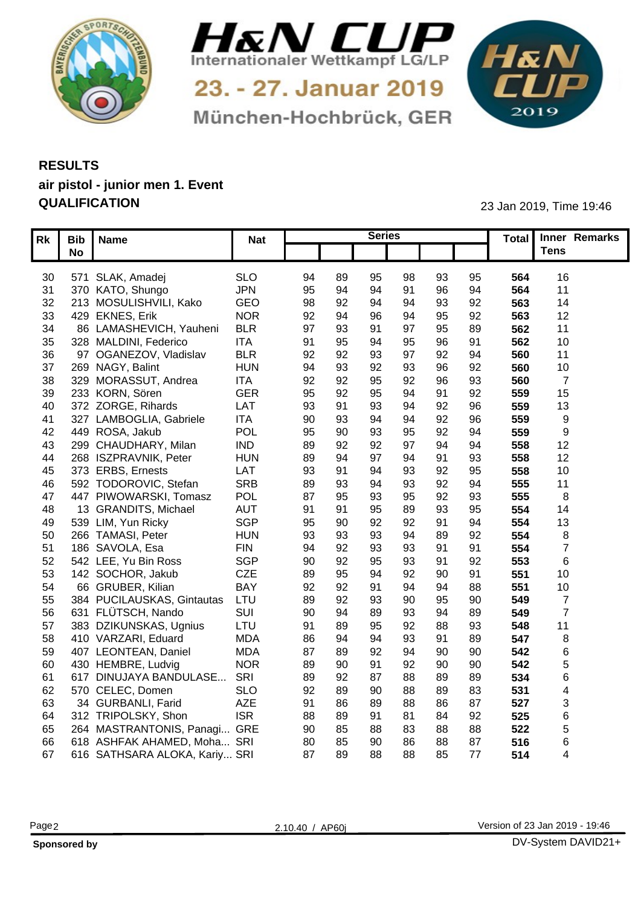# H&N CUP

Internationaler Wettkampf LG/LP

23. - 27. Januar 2019

München-Hochbrück, GER

## RESULTS

**air pistol - junior men 1. Event**

**QUALIFICATION**

23 Jan 2019, Time 19:46

| Rk | Bib No | Name | Nat | Series | | | | | | Total | Inner Tens | Remarks |
|---|---|---|---|---|---|---|---|---|---|---|---|---|
| 30 | 571 | SLAK, Amadej | SLO | 94 | 89 | 95 | 98 | 93 | 95 | **564** | 16 | |
| 31 | 370 | KATO, Shungo | JPN | 95 | 94 | 94 | 91 | 96 | 94 | **564** | 11 | |
| 32 | 213 | MOSULISHVILI, Kako | GEO | 98 | 92 | 94 | 94 | 93 | 92 | **563** | 14 | |
| 33 | 429 | EKNES, Erik | NOR | 92 | 94 | 96 | 94 | 95 | 92 | **563** | 12 | |
| 34 | 86 | LAMASHEVICH, Yauheni | BLR | 97 | 93 | 91 | 97 | 95 | 89 | **562** | 11 | |
| 35 | 328 | MALDINI, Federico | ITA | 91 | 95 | 94 | 95 | 96 | 91 | **562** | 10 | |
| 36 | 97 | OGANEZOV, Vladislav | BLR | 92 | 92 | 93 | 97 | 92 | 94 | **560** | 11 | |
| 37 | 269 | NAGY, Balint | HUN | 94 | 93 | 92 | 93 | 96 | 92 | **560** | 10 | |
| 38 | 329 | MORASSUT, Andrea | ITA | 92 | 92 | 95 | 92 | 96 | 93 | **560** | 7 | |
| 39 | 233 | KORN, Sören | GER | 95 | 92 | 95 | 94 | 91 | 92 | **559** | 15 | |
| 40 | 372 | ZORGE, Rihards | LAT | 93 | 91 | 93 | 94 | 92 | 96 | **559** | 13 | |
| 41 | 327 | LAMBOGLIA, Gabriele | ITA | 90 | 93 | 94 | 94 | 92 | 96 | **559** | 9 | |
| 42 | 449 | ROSA, Jakub | POL | 95 | 90 | 93 | 95 | 92 | 94 | **559** | 9 | |
| 43 | 299 | CHAUDHARY, Milan | IND | 89 | 92 | 92 | 97 | 94 | 94 | **558** | 12 | |
| 44 | 268 | ISZPRAVNIK, Peter | HUN | 89 | 94 | 97 | 94 | 91 | 93 | **558** | 12 | |
| 45 | 373 | ERBS, Ernests | LAT | 93 | 91 | 94 | 93 | 92 | 95 | **558** | 10 | |
| 46 | 592 | TODOROVIC, Stefan | SRB | 89 | 93 | 94 | 93 | 92 | 94 | **555** | 11 | |
| 47 | 447 | PIWOWARSKI, Tomasz | POL | 87 | 95 | 93 | 95 | 92 | 93 | **555** | 8 | |
| 48 | 13 | GRANDITS, Michael | AUT | 91 | 91 | 95 | 89 | 93 | 95 | **554** | 14 | |
| 49 | 539 | LIM, Yun Ricky | SGP | 95 | 90 | 92 | 92 | 91 | 94 | **554** | 13 | |
| 50 | 266 | TAMASI, Peter | HUN | 93 | 93 | 93 | 94 | 89 | 92 | **554** | 8 | |
| 51 | 186 | SAVOLA, Esa | FIN | 94 | 92 | 93 | 93 | 91 | 91 | **554** | 7 | |
| 52 | 542 | LEE, Yu Bin Ross | SGP | 90 | 92 | 95 | 93 | 91 | 92 | **553** | 6 | |
| 53 | 142 | SOCHOR, Jakub | CZE | 89 | 95 | 94 | 92 | 90 | 91 | **551** | 10 | |
| 54 | 66 | GRUBER, Kilian | BAY | 92 | 92 | 91 | 94 | 94 | 88 | **551** | 10 | |
| 55 | 384 | PUCILAUSKAS, Gintautas | LTU | 89 | 92 | 93 | 90 | 95 | 90 | **549** | 7 | |
| 56 | 631 | FLÜTSCH, Nando | SUI | 90 | 94 | 89 | 93 | 94 | 89 | **549** | 7 | |
| 57 | 383 | DZIKUNSKAS, Ugnius | LTU | 91 | 89 | 95 | 92 | 88 | 93 | **548** | 11 | |
| 58 | 410 | VARZARI, Eduard | MDA | 86 | 94 | 94 | 93 | 91 | 89 | **547** | 8 | |
| 59 | 407 | LEONTEAN, Daniel | MDA | 87 | 89 | 92 | 94 | 90 | 90 | **542** | 6 | |
| 60 | 430 | HEMBRE, Ludvig | NOR | 89 | 90 | 91 | 92 | 90 | 90 | **542** | 5 | |
| 61 | 617 | DINUJAYA BANDULASE... | SRI | 89 | 92 | 87 | 88 | 89 | 89 | **534** | 6 | |
| 62 | 570 | CELEC, Domen | SLO | 92 | 89 | 90 | 88 | 89 | 83 | **531** | 4 | |
| 63 | 34 | GURBANLI, Farid | AZE | 91 | 86 | 89 | 88 | 86 | 87 | **527** | 3 | |
| 64 | 312 | TRIPOLSKY, Shon | ISR | 88 | 89 | 91 | 81 | 84 | 92 | **525** | 6 | |
| 65 | 264 | MASTRANTONIS, Panagi... | GRE | 90 | 85 | 88 | 83 | 88 | 88 | **522** | 5 | |
| 66 | 618 | ASHFAK AHAMED, Moha... | SRI | 80 | 85 | 90 | 86 | 88 | 87 | **516** | 6 | |
| 67 | 616 | SATHSARA ALOKA, Kariy... | SRI | 87 | 89 | 88 | 88 | 85 | 77 | **514** | 4 | |

2.10.40 / AP60j

Version of 23 Jan 2019 - 19:46

**Sponsored by**

DV-System DAVID21+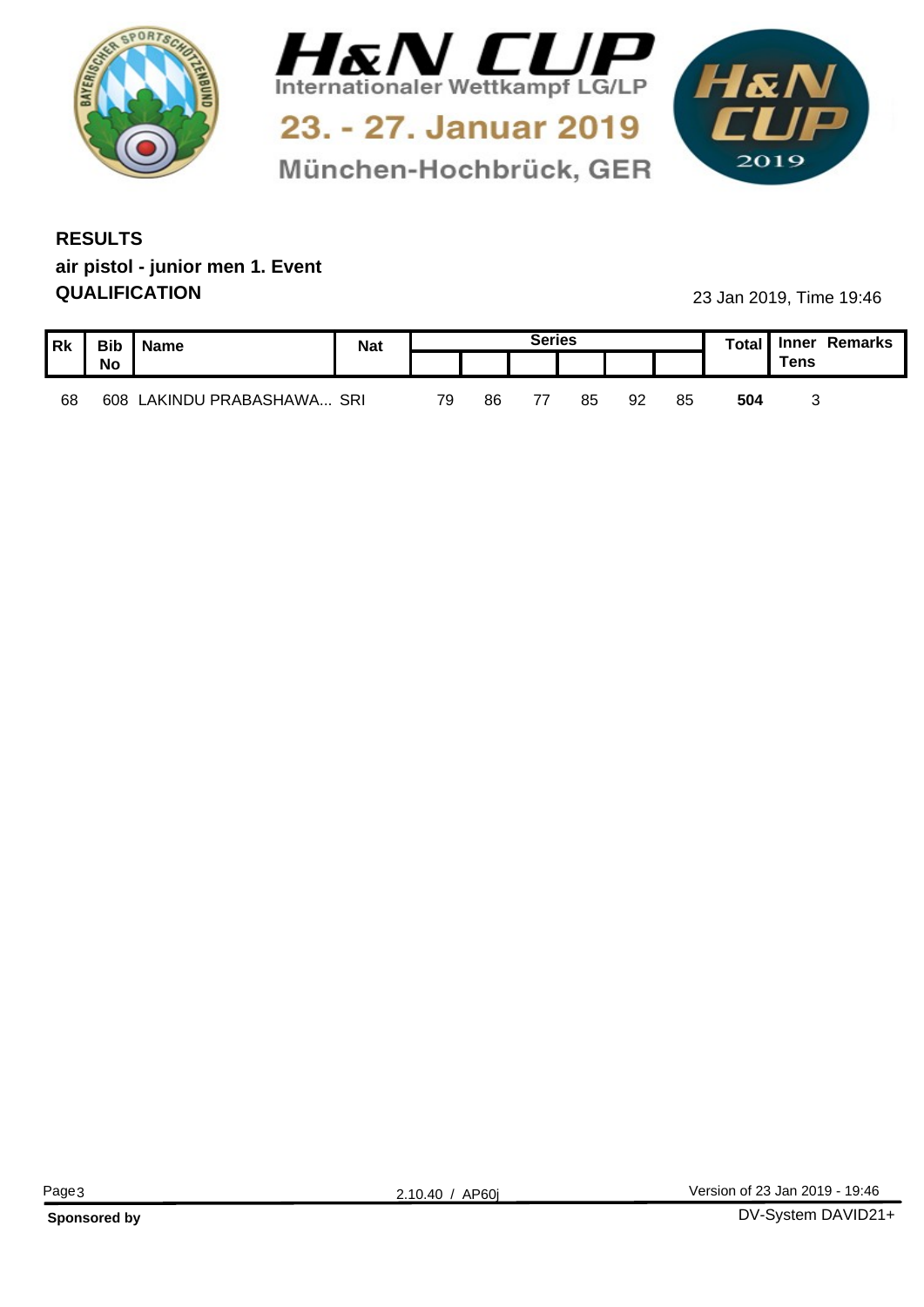H&N CUP
Internationaler Wettkampf LG/LP
23. - 27. Januar 2019
München-Hochbrück, GER

# RESULTS

## air pistol - junior men 1. Event

## QUALIFICATION

23 Jan 2019, Time 19:46

| Rk | Bib No | Name | Nat | Series | | | | | | Total | Inner Tens | Remarks |
|---|---|---|---|---|---|---|---|---|---|---|---|---|
| 68 | 608 | LAKINDU PRABASHAWA... | SRI | 79 | 86 | 77 | 85 | 92 | 85 | **504** | 3 | |

2.10.40 / AP60j

Version of 23 Jan 2019 - 19:46

**Sponsored by**

DV-System DAVID21+